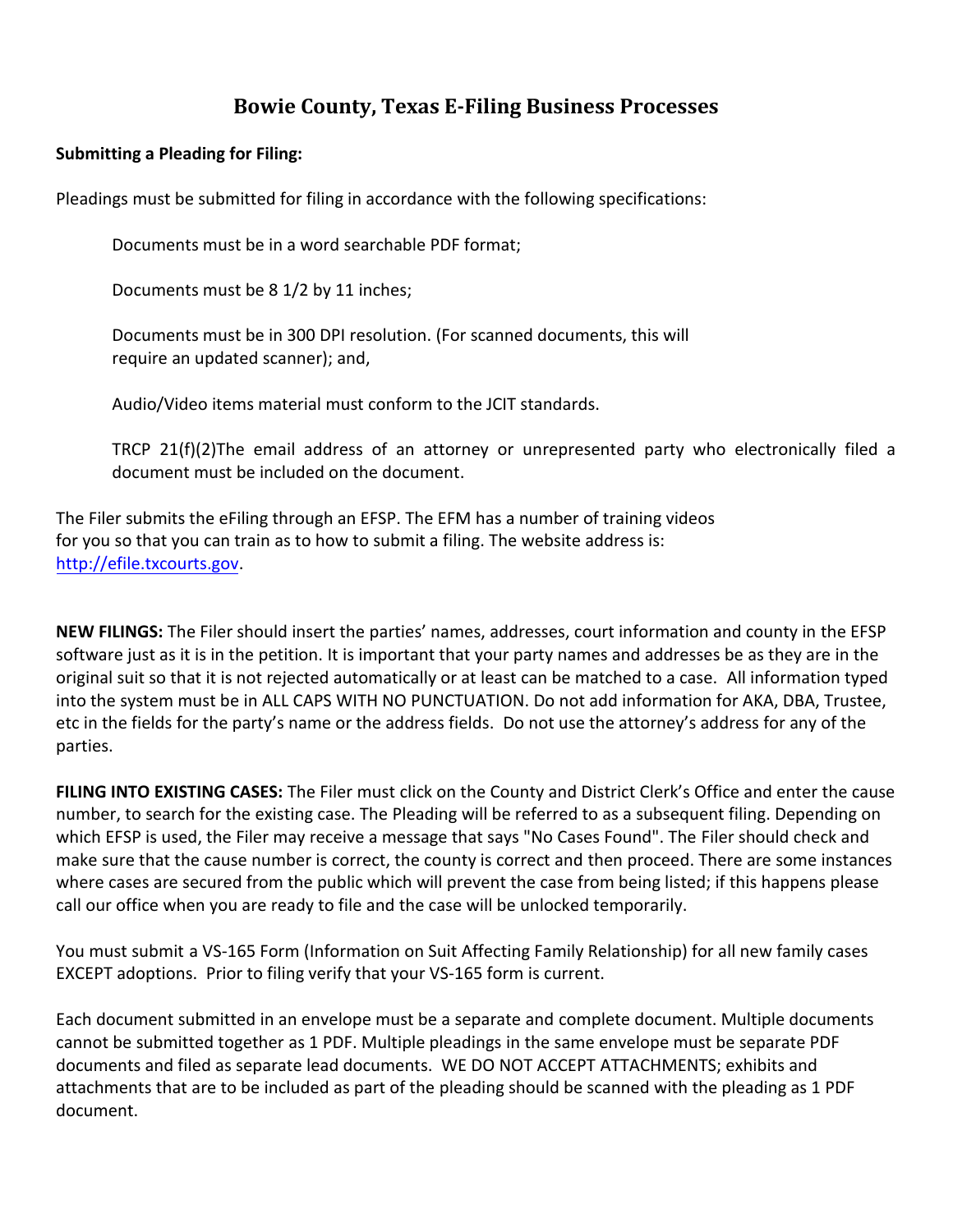# Bowie County, Texas E-Filing Business Processes

**Submitting a Pleading for Filing:**

Pleadings must be submitted for filing in accordance with the following specifications:

> Documents must be in a word searchable PDF format;
>
> Documents must be 8 1/2 by 11 inches;
>
> Documents must be in 300 DPI resolution. (For scanned documents, this will require an updated scanner); and,
>
> Audio/Video items material must conform to the JCIT standards.
>
> TRCP 21(f)(2)The email address of an attorney or unrepresented party who electronically filed a document must be included on the document.

The Filer submits the eFiling through an EFSP. The EFM has a number of training videos for you so that you can train as to how to submit a filing. The website address is: [http://efile.txcourts.gov](http://efile.txcourts.gov).

**NEW FILINGS:** The Filer should insert the parties' names, addresses, court information and county in the EFSP software just as it is in the petition. It is important that your party names and addresses be as they are in the original suit so that it is not rejected automatically or at least can be matched to a case. All information typed into the system must be in ALL CAPS WITH NO PUNCTUATION. Do not add information for AKA, DBA, Trustee, etc in the fields for the party's name or the address fields. Do not use the attorney's address for any of the parties.

**FILING INTO EXISTING CASES:** The Filer must click on the County and District Clerk's Office and enter the cause number, to search for the existing case. The Pleading will be referred to as a subsequent filing. Depending on which EFSP is used, the Filer may receive a message that says "No Cases Found". The Filer should check and make sure that the cause number is correct, the county is correct and then proceed. There are some instances where cases are secured from the public which will prevent the case from being listed; if this happens please call our office when you are ready to file and the case will be unlocked temporarily.

You must submit a VS-165 Form (Information on Suit Affecting Family Relationship) for all new family cases EXCEPT adoptions. Prior to filing verify that your VS-165 form is current.

Each document submitted in an envelope must be a separate and complete document. Multiple documents cannot be submitted together as 1 PDF. Multiple pleadings in the same envelope must be separate PDF documents and filed as separate lead documents. WE DO NOT ACCEPT ATTACHMENTS; exhibits and attachments that are to be included as part of the pleading should be scanned with the pleading as 1 PDF document.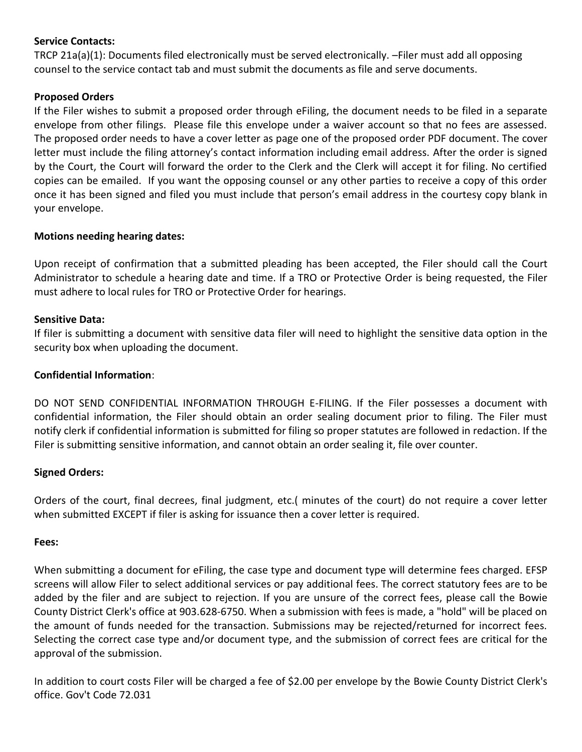**Service Contacts:**
TRCP 21a(a)(1): Documents filed electronically must be served electronically. –Filer must add all opposing counsel to the service contact tab and must submit the documents as file and serve documents.

**Proposed Orders**
If the Filer wishes to submit a proposed order through eFiling, the document needs to be filed in a separate envelope from other filings. Please file this envelope under a waiver account so that no fees are assessed. The proposed order needs to have a cover letter as page one of the proposed order PDF document. The cover letter must include the filing attorney's contact information including email address. After the order is signed by the Court, the Court will forward the order to the Clerk and the Clerk will accept it for filing. No certified copies can be emailed. If you want the opposing counsel or any other parties to receive a copy of this order once it has been signed and filed you must include that person's email address in the courtesy copy blank in your envelope.

**Motions needing hearing dates:**

Upon receipt of confirmation that a submitted pleading has been accepted, the Filer should call the Court Administrator to schedule a hearing date and time. If a TRO or Protective Order is being requested, the Filer must adhere to local rules for TRO or Protective Order for hearings.

**Sensitive Data:**
If filer is submitting a document with sensitive data filer will need to highlight the sensitive data option in the security box when uploading the document.

**Confidential Information**:

DO NOT SEND CONFIDENTIAL INFORMATION THROUGH E-FILING. If the Filer possesses a document with confidential information, the Filer should obtain an order sealing document prior to filing. The Filer must notify clerk if confidential information is submitted for filing so proper statutes are followed in redaction. If the Filer is submitting sensitive information, and cannot obtain an order sealing it, file over counter.

**Signed Orders:**

Orders of the court, final decrees, final judgment, etc.( minutes of the court) do not require a cover letter when submitted EXCEPT if filer is asking for issuance then a cover letter is required.

**Fees:**

When submitting a document for eFiling, the case type and document type will determine fees charged. EFSP screens will allow Filer to select additional services or pay additional fees. The correct statutory fees are to be added by the filer and are subject to rejection. If you are unsure of the correct fees, please call the Bowie County District Clerk's office at 903.628-6750. When a submission with fees is made, a "hold" will be placed on the amount of funds needed for the transaction. Submissions may be rejected/returned for incorrect fees. Selecting the correct case type and/or document type, and the submission of correct fees are critical for the approval of the submission.

In addition to court costs Filer will be charged a fee of $2.00 per envelope by the Bowie County District Clerk's office. Gov't Code 72.031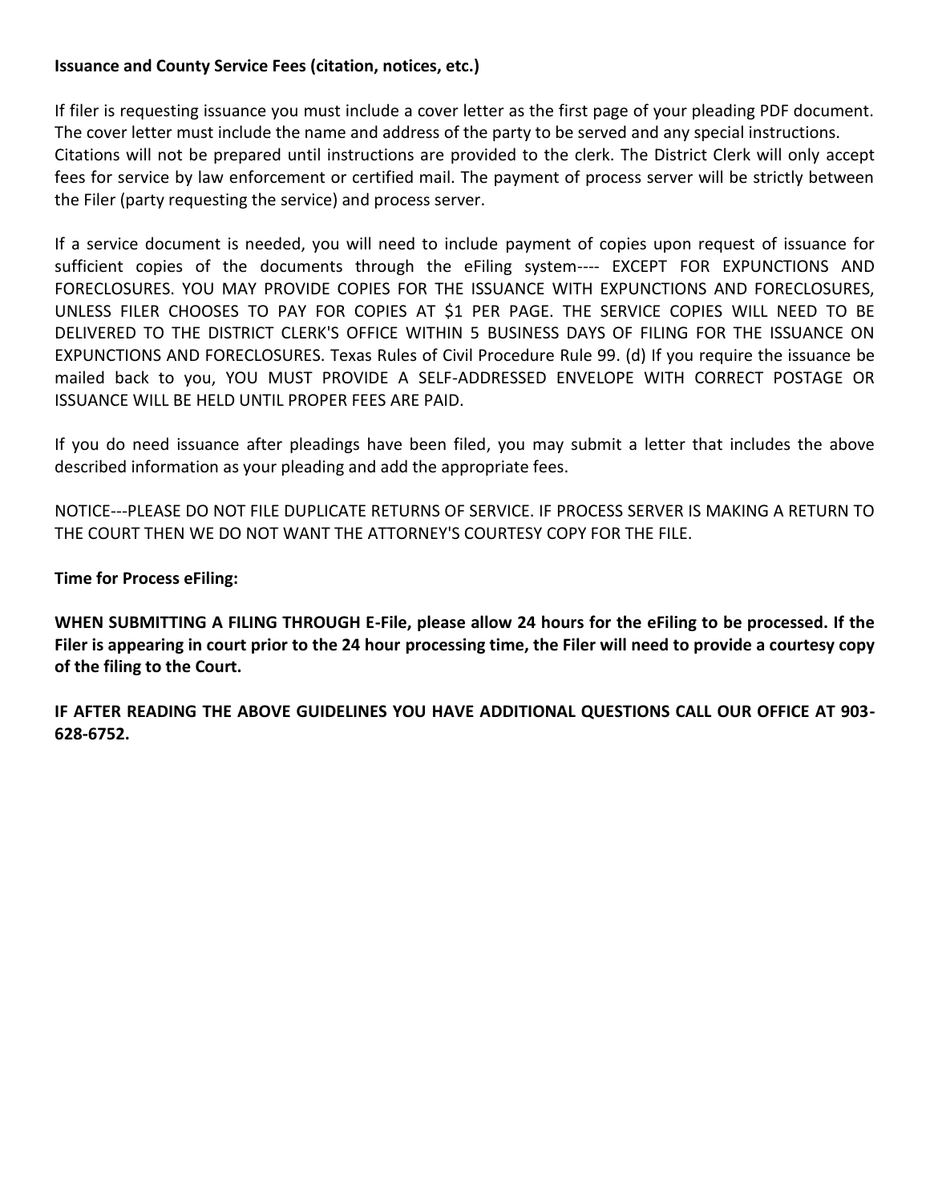**Issuance and County Service Fees (citation, notices, etc.)**

If filer is requesting issuance you must include a cover letter as the first page of your pleading PDF document. The cover letter must include the name and address of the party to be served and any special instructions. Citations will not be prepared until instructions are provided to the clerk. The District Clerk will only accept fees for service by law enforcement or certified mail. The payment of process server will be strictly between the Filer (party requesting the service) and process server.

If a service document is needed, you will need to include payment of copies upon request of issuance for sufficient copies of the documents through the eFiling system---- EXCEPT FOR EXPUNCTIONS AND FORECLOSURES. YOU MAY PROVIDE COPIES FOR THE ISSUANCE WITH EXPUNCTIONS AND FORECLOSURES, UNLESS FILER CHOOSES TO PAY FOR COPIES AT $1 PER PAGE. THE SERVICE COPIES WILL NEED TO BE DELIVERED TO THE DISTRICT CLERK'S OFFICE WITHIN 5 BUSINESS DAYS OF FILING FOR THE ISSUANCE ON EXPUNCTIONS AND FORECLOSURES. Texas Rules of Civil Procedure Rule 99. (d) If you require the issuance be mailed back to you, YOU MUST PROVIDE A SELF-ADDRESSED ENVELOPE WITH CORRECT POSTAGE OR ISSUANCE WILL BE HELD UNTIL PROPER FEES ARE PAID.

If you do need issuance after pleadings have been filed, you may submit a letter that includes the above described information as your pleading and add the appropriate fees.

NOTICE---PLEASE DO NOT FILE DUPLICATE RETURNS OF SERVICE. IF PROCESS SERVER IS MAKING A RETURN TO THE COURT THEN WE DO NOT WANT THE ATTORNEY'S COURTESY COPY FOR THE FILE.

**Time for Process eFiling:**

**WHEN SUBMITTING A FILING THROUGH E-File, please allow 24 hours for the eFiling to be processed. If the Filer is appearing in court prior to the 24 hour processing time, the Filer will need to provide a courtesy copy of the filing to the Court.**

**IF AFTER READING THE ABOVE GUIDELINES YOU HAVE ADDITIONAL QUESTIONS CALL OUR OFFICE AT 903-628-6752.**